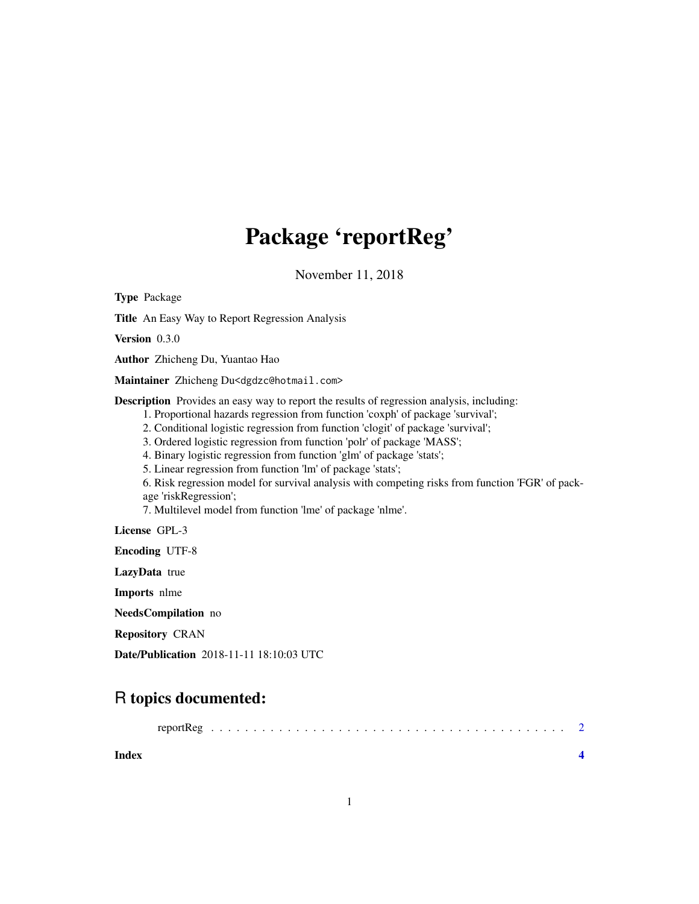# Package 'reportReg'

November 11, 2018

**Type** Package

**Title** An Easy Way to Report Regression Analysis

**Version** 0.3.0

**Author** Zhicheng Du, Yuantao Hao

**Maintainer** Zhicheng Du<dgdzc@hotmail.com>

**Description** Provides an easy way to report the results of regression analysis, including:

1. Proportional hazards regression from function 'coxph' of package 'survival';
2. Conditional logistic regression from function 'clogit' of package 'survival';
3. Ordered logistic regression from function 'polr' of package 'MASS';
4. Binary logistic regression from function 'glm' of package 'stats';
5. Linear regression from function 'lm' of package 'stats';
6. Risk regression model for survival analysis with competing risks from function 'FGR' of package 'riskRegression';
7. Multilevel model from function 'lme' of package 'nlme'.

**License** GPL-3

**Encoding** UTF-8

**LazyData** true

**Imports** nlme

**NeedsCompilation** no

**Repository** CRAN

**Date/Publication** 2018-11-11 18:10:03 UTC

## R topics documented:

reportReg . . . . . . . . . . . . . . . . . . . . . . . . . . . . . . . . . . . . . . . . 2

**Index** **4**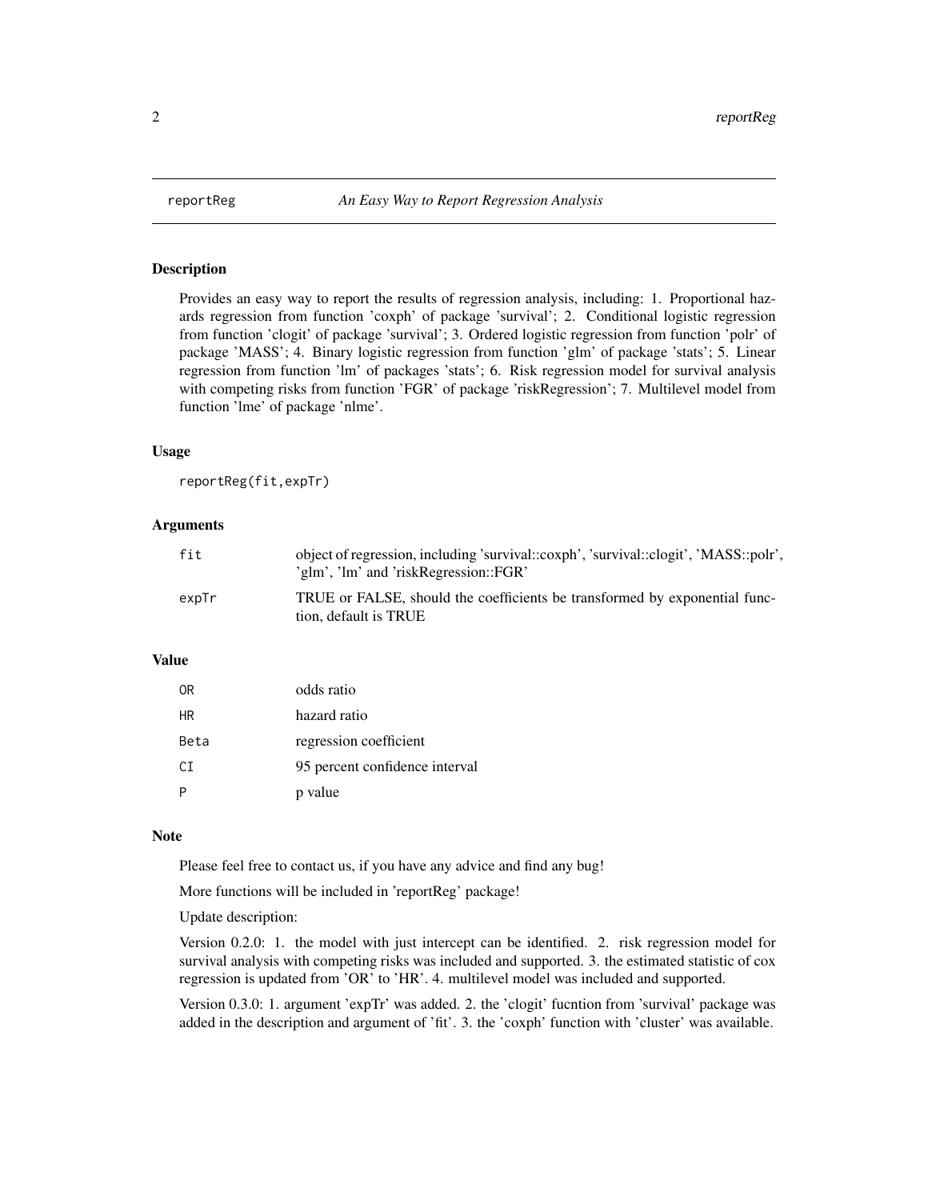reportReg — *An Easy Way to Report Regression Analysis*

## Description

Provides an easy way to report the results of regression analysis, including: 1. Proportional hazards regression from function 'coxph' of package 'survival'; 2. Conditional logistic regression from function 'clogit' of package 'survival'; 3. Ordered logistic regression from function 'polr' of package 'MASS'; 4. Binary logistic regression from function 'glm' of package 'stats'; 5. Linear regression from function 'lm' of packages 'stats'; 6. Risk regression model for survival analysis with competing risks from function 'FGR' of package 'riskRegression'; 7. Multilevel model from function 'lme' of package 'nlme'.

## Usage

```
reportReg(fit,expTr)
```

## Arguments

| | |
|---|---|
| `fit` | object of regression, including 'survival::coxph', 'survival::clogit', 'MASS::polr', 'glm', 'lm' and 'riskRegression::FGR' |
| `expTr` | TRUE or FALSE, should the coefficients be transformed by exponential function, default is TRUE |

## Value

| | |
|---|---|
| `OR` | odds ratio |
| `HR` | hazard ratio |
| `Beta` | regression coefficient |
| `CI` | 95 percent confidence interval |
| `P` | p value |

## Note

Please feel free to contact us, if you have any advice and find any bug!

More functions will be included in 'reportReg' package!

Update description:

Version 0.2.0: 1. the model with just intercept can be identified. 2. risk regression model for survival analysis with competing risks was included and supported. 3. the estimated statistic of cox regression is updated from 'OR' to 'HR'. 4. multilevel model was included and supported.

Version 0.3.0: 1. argument 'expTr' was added. 2. the 'clogit' fucntion from 'survival' package was added in the description and argument of 'fit'. 3. the 'coxph' function with 'cluster' was available.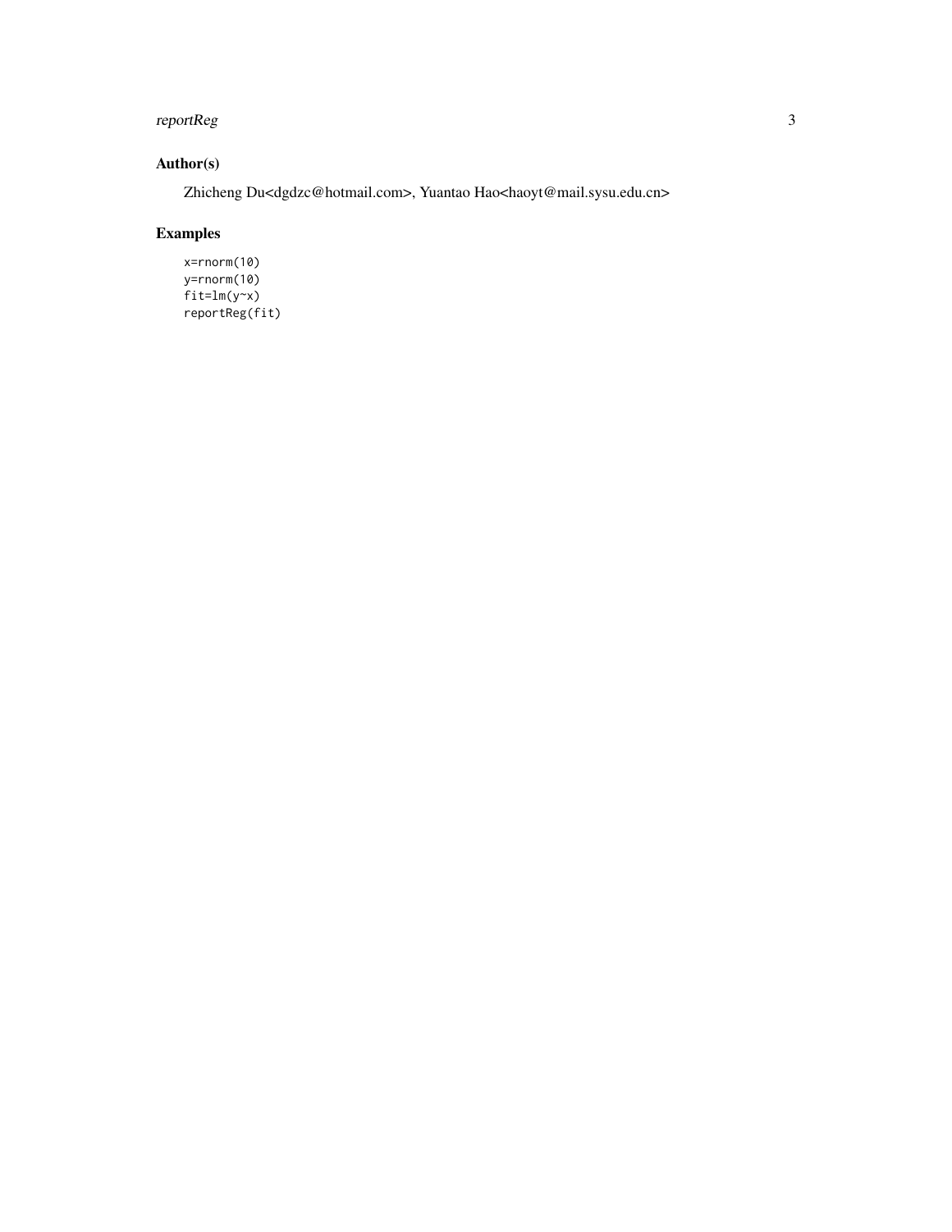## Author(s)

Zhicheng Du<dgdzc@hotmail.com>, Yuantao Hao<haoyt@mail.sysu.edu.cn>

## Examples

```
x=rnorm(10)
y=rnorm(10)
fit=lm(y~x)
reportReg(fit)
```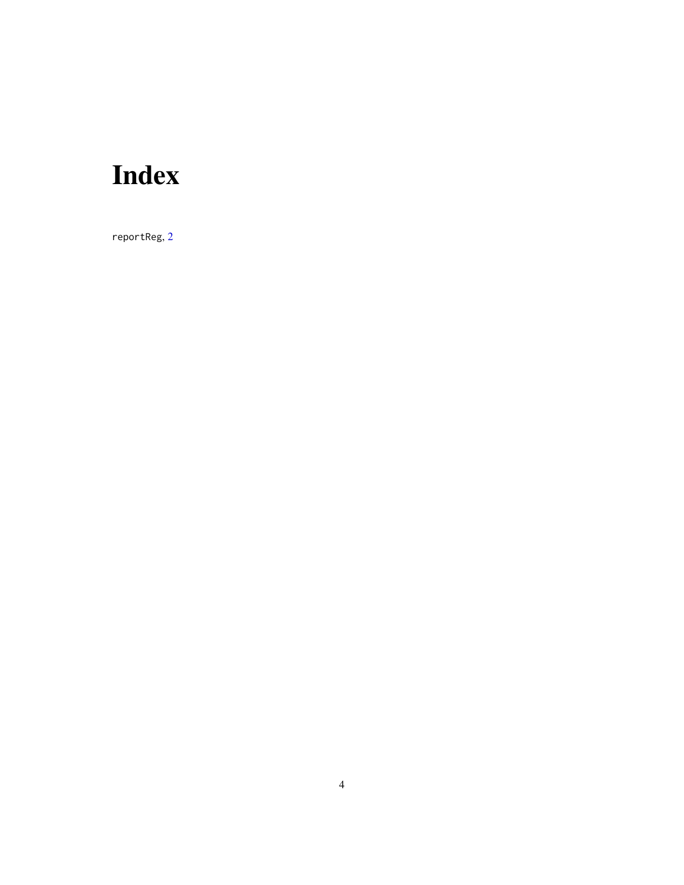# Index

reportReg, 2